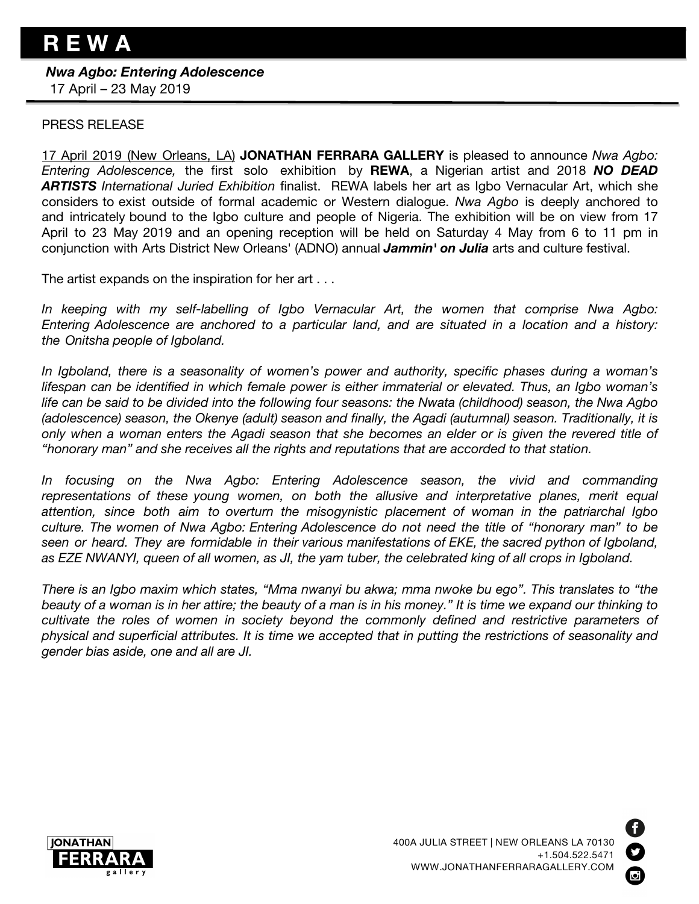# R E W A

***Nwa Agbo: Entering Adolescence***
17 April – 23 May 2019

PRESS RELEASE

17 April 2019 (New Orleans, LA) **JONATHAN FERRARA GALLERY** is pleased to announce *Nwa Agbo: Entering Adolescence,* the first solo exhibition by **REWA**, a Nigerian artist and 2018 ***NO DEAD ARTISTS*** *International Juried Exhibition* finalist. REWA labels her art as Igbo Vernacular Art, which she considers to exist outside of formal academic or Western dialogue. *Nwa Agbo* is deeply anchored to and intricately bound to the Igbo culture and people of Nigeria. The exhibition will be on view from 17 April to 23 May 2019 and an opening reception will be held on Saturday 4 May from 6 to 11 pm in conjunction with Arts District New Orleans' (ADNO) annual ***Jammin' on Julia*** arts and culture festival.

The artist expands on the inspiration for her art . . .

*In keeping with my self-labelling of Igbo Vernacular Art, the women that comprise Nwa Agbo: Entering Adolescence are anchored to a particular land, and are situated in a location and a history: the Onitsha people of Igboland.*

*In Igboland, there is a seasonality of women's power and authority, specific phases during a woman's lifespan can be identified in which female power is either immaterial or elevated. Thus, an Igbo woman's life can be said to be divided into the following four seasons: the Nwata (childhood) season, the Nwa Agbo (adolescence) season, the Okenye (adult) season and finally, the Agadi (autumnal) season. Traditionally, it is only when a woman enters the Agadi season that she becomes an elder or is given the revered title of "honorary man" and she receives all the rights and reputations that are accorded to that station.*

*In focusing on the Nwa Agbo: Entering Adolescence season, the vivid and commanding representations of these young women, on both the allusive and interpretative planes, merit equal attention, since both aim to overturn the misogynistic placement of woman in the patriarchal Igbo culture. The women of Nwa Agbo: Entering Adolescence do not need the title of "honorary man" to be seen or heard. They are formidable in their various manifestations of EKE, the sacred python of Igboland, as EZE NWANYI, queen of all women, as JI, the yam tuber, the celebrated king of all crops in Igboland.*

*There is an Igbo maxim which states, "Mma nwanyi bu akwa; mma nwoke bu ego". This translates to "the beauty of a woman is in her attire; the beauty of a man is in his money." It is time we expand our thinking to cultivate the roles of women in society beyond the commonly defined and restrictive parameters of physical and superficial attributes. It is time we accepted that in putting the restrictions of seasonality and gender bias aside, one and all are JI.*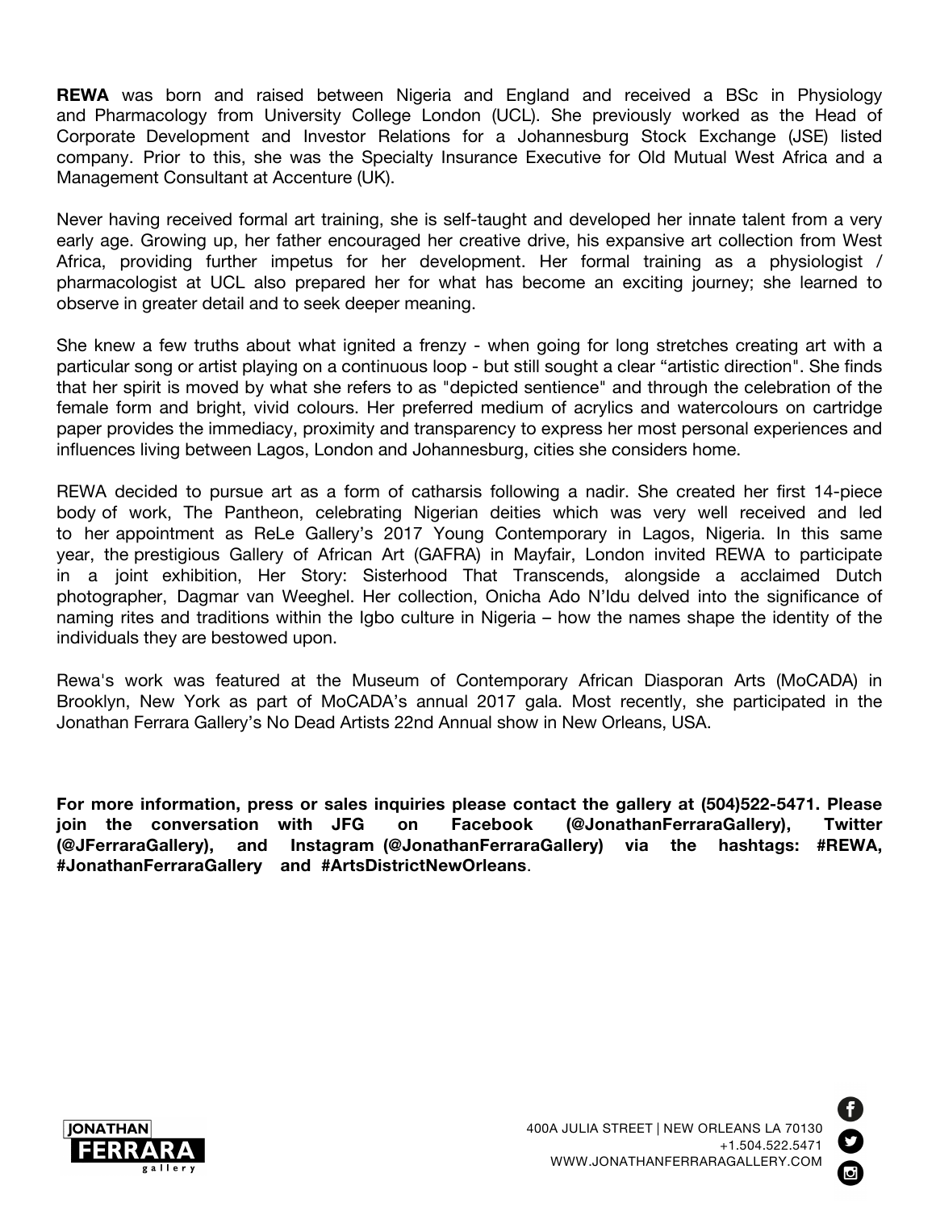**REWA** was born and raised between Nigeria and England and received a BSc in Physiology and Pharmacology from University College London (UCL). She previously worked as the Head of Corporate Development and Investor Relations for a Johannesburg Stock Exchange (JSE) listed company. Prior to this, she was the Specialty Insurance Executive for Old Mutual West Africa and a Management Consultant at Accenture (UK).

Never having received formal art training, she is self-taught and developed her innate talent from a very early age. Growing up, her father encouraged her creative drive, his expansive art collection from West Africa, providing further impetus for her development. Her formal training as a physiologist / pharmacologist at UCL also prepared her for what has become an exciting journey; she learned to observe in greater detail and to seek deeper meaning.

She knew a few truths about what ignited a frenzy - when going for long stretches creating art with a particular song or artist playing on a continuous loop - but still sought a clear "artistic direction". She finds that her spirit is moved by what she refers to as "depicted sentience" and through the celebration of the female form and bright, vivid colours. Her preferred medium of acrylics and watercolours on cartridge paper provides the immediacy, proximity and transparency to express her most personal experiences and influences living between Lagos, London and Johannesburg, cities she considers home.

REWA decided to pursue art as a form of catharsis following a nadir. She created her first 14-piece body of work, The Pantheon, celebrating Nigerian deities which was very well received and led to her appointment as ReLe Gallery's 2017 Young Contemporary in Lagos, Nigeria. In this same year, the prestigious Gallery of African Art (GAFRA) in Mayfair, London invited REWA to participate in a joint exhibition, Her Story: Sisterhood That Transcends, alongside a acclaimed Dutch photographer, Dagmar van Weeghel. Her collection, Onicha Ado N'Idu delved into the significance of naming rites and traditions within the Igbo culture in Nigeria – how the names shape the identity of the individuals they are bestowed upon.

Rewa's work was featured at the Museum of Contemporary African Diasporan Arts (MoCADA) in Brooklyn, New York as part of MoCADA's annual 2017 gala. Most recently, she participated in the Jonathan Ferrara Gallery's No Dead Artists 22nd Annual show in New Orleans, USA.

**For more information, press or sales inquiries please contact the gallery at (504)522-5471. Please join the conversation with JFG on Facebook (@JonathanFerraraGallery), Twitter (@JFerraraGallery), and Instagram (@JonathanFerraraGallery) via the hashtags: #REWA, #JonathanFerraraGallery and #ArtsDistrictNewOrleans**.

JONATHAN FERRARA gallery

400A JULIA STREET | NEW ORLEANS LA 70130
+1.504.522.5471
WWW.JONATHANFERRARAGALLERY.COM